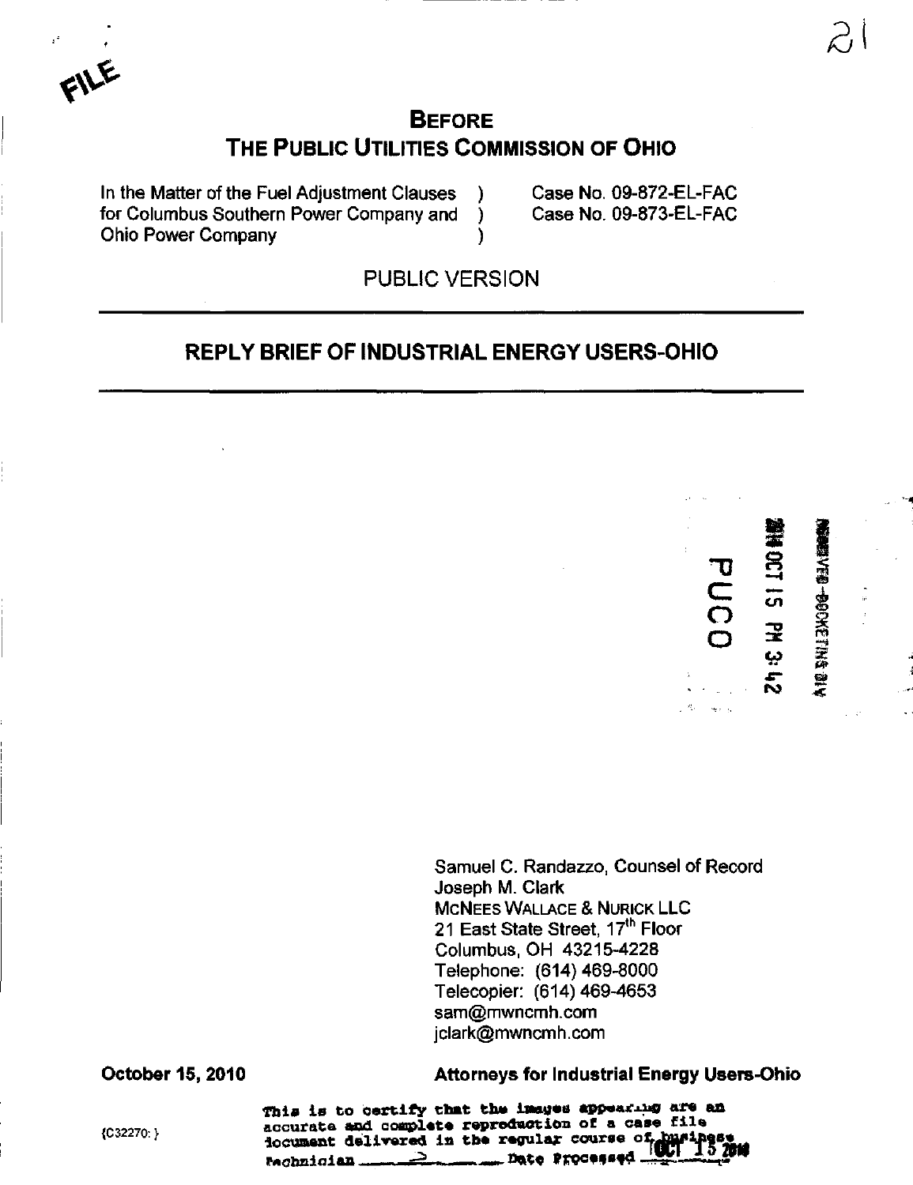FILE

# BEFORE THE PUBLIC UTILITIES COMMISSION OF OHIO

| | | |
|---|---|---|
| In the Matter of the Fuel Adjustment Clauses for Columbus Southern Power Company and Ohio Power Company | ) ) ) | Case No. 09-872-EL-FAC Case No. 09-873-EL-FAC |

PUBLIC VERSION

## REPLY BRIEF OF INDUSTRIAL ENERGY USERS-OHIO

RECEIVED-DOCKETING DIV

2010 OCT 15 PM 3:42

PUCO

Samuel C. Randazzo, Counsel of Record
Joseph M. Clark
McNEES WALLACE & NURICK LLC
21 East State Street, 17th Floor
Columbus, OH 43215-4228
Telephone: (614) 469-8000
Telecopier: (614) 469-4653
sam@mwncmh.com
jclark@mwncmh.com

**October 15, 2010**

**Attorneys for Industrial Energy Users-Ohio**

{C32270: }

This is to certify that the images appearing are an accurate and complete reproduction of a case file document delivered in the regular course of business Technician ___ Date Processed OCT 15 2010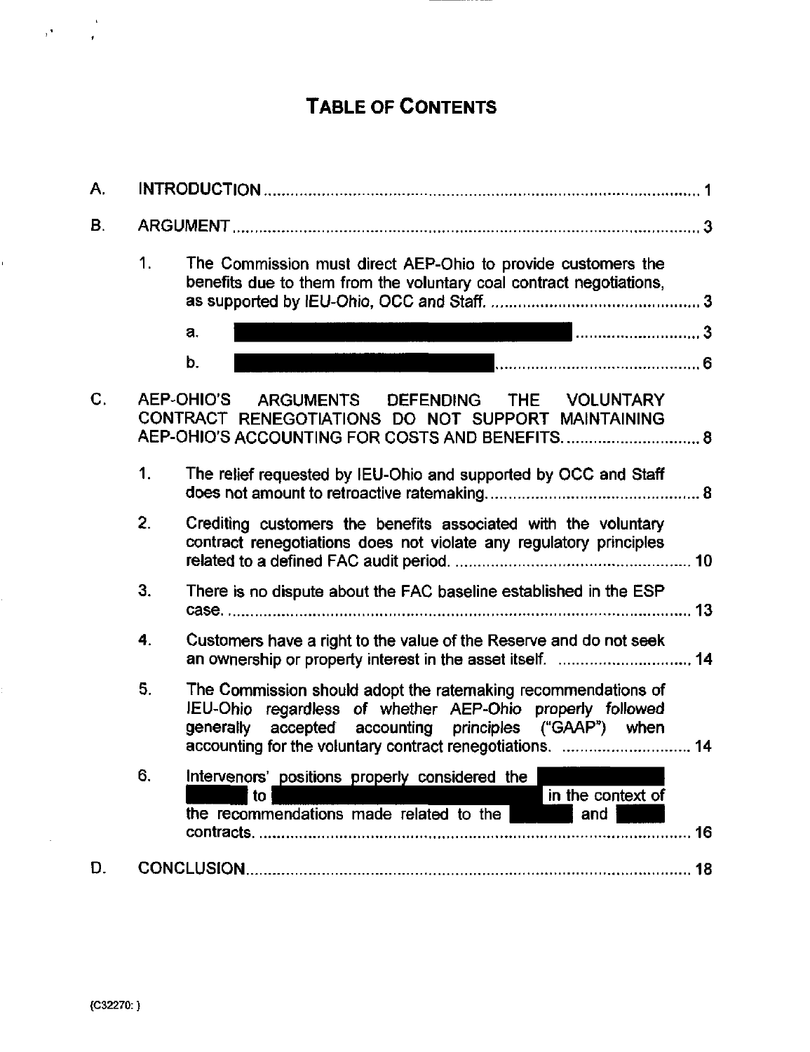# TABLE OF CONTENTS

A. INTRODUCTION ........................................................................................... 1

B. ARGUMENT ................................................................................................. 3

1. The Commission must direct AEP-Ohio to provide customers the benefits due to them from the voluntary coal contract negotiations, as supported by IEU-Ohio, OCC and Staff. ............................................... 3

   a. [REDACTED] ........................... 3

   b. [REDACTED] ............................................ 6

C. AEP-OHIO'S ARGUMENTS DEFENDING THE VOLUNTARY CONTRACT RENEGOTIATIONS DO NOT SUPPORT MAINTAINING AEP-OHIO'S ACCOUNTING FOR COSTS AND BENEFITS. .............................. 8

1. The relief requested by IEU-Ohio and supported by OCC and Staff does not amount to retroactive ratemaking. ............................................... 8

2. Crediting customers the benefits associated with the voluntary contract renegotiations does not violate any regulatory principles related to a defined FAC audit period. .................................................... 10

3. There is no dispute about the FAC baseline established in the ESP case. ........................................................................................................ 13

4. Customers have a right to the value of the Reserve and do not seek an ownership or property interest in the asset itself. .............................. 14

5. The Commission should adopt the ratemaking recommendations of IEU-Ohio regardless of whether AEP-Ohio properly followed generally accepted accounting principles ("GAAP") when accounting for the voluntary contract renegotiations. ............................ 14

6. Intervenors' positions properly considered the [REDACTED] to [REDACTED] in the context of the recommendations made related to the [REDACTED] and [REDACTED] contracts. .................................................................................................. 16

D. CONCLUSION ............................................................................................ 18

{C32270: }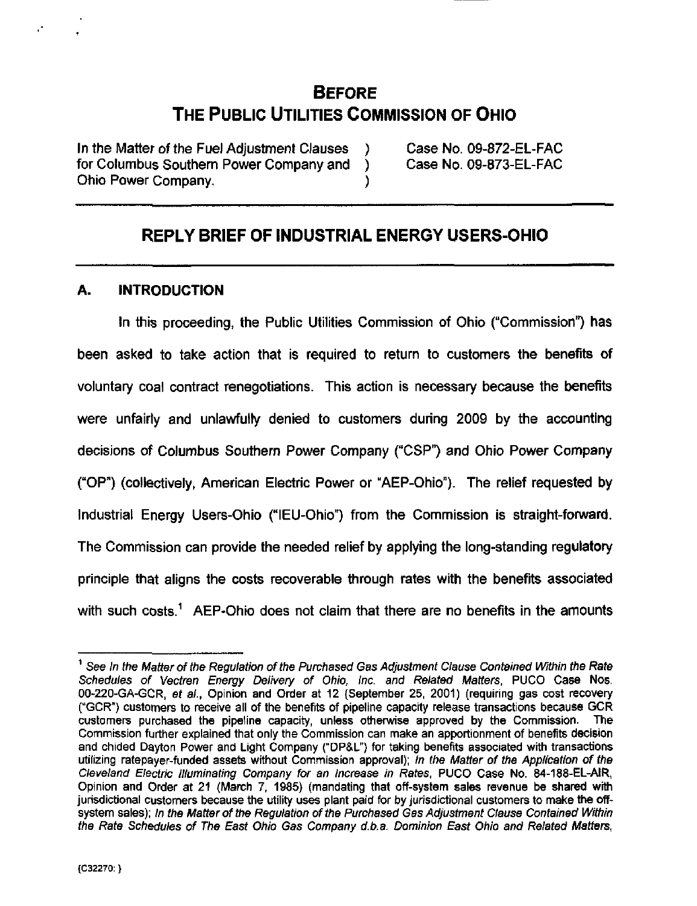# BEFORE THE PUBLIC UTILITIES COMMISSION OF OHIO

In the Matter of the Fuel Adjustment Clauses for Columbus Southern Power Company and Ohio Power Company. ) Case No. 09-872-EL-FAC ) Case No. 09-873-EL-FAC

## REPLY BRIEF OF INDUSTRIAL ENERGY USERS-OHIO

### A. INTRODUCTION

In this proceeding, the Public Utilities Commission of Ohio ("Commission") has been asked to take action that is required to return to customers the benefits of voluntary coal contract renegotiations. This action is necessary because the benefits were unfairly and unlawfully denied to customers during 2009 by the accounting decisions of Columbus Southern Power Company ("CSP") and Ohio Power Company ("OP") (collectively, American Electric Power or "AEP-Ohio"). The relief requested by Industrial Energy Users-Ohio ("IEU-Ohio") from the Commission is straight-forward. The Commission can provide the needed relief by applying the long-standing regulatory principle that aligns the costs recoverable through rates with the benefits associated with such costs.[1] AEP-Ohio does not claim that there are no benefits in the amounts

---

[1] See *In the Matter of the Regulation of the Purchased Gas Adjustment Clause Contained Within the Rate Schedules of Vectren Energy Delivery of Ohio, Inc. and Related Matters*, PUCO Case Nos. 00-220-GA-GCR, *et al.*, Opinion and Order at 12 (September 25, 2001) (requiring gas cost recovery ("GCR") customers to receive all of the benefits of pipeline capacity release transactions because GCR customers purchased the pipeline capacity, unless otherwise approved by the Commission. The Commission further explained that only the Commission can make an apportionment of benefits decision and chided Dayton Power and Light Company ("DP&L") for taking benefits associated with transactions utilizing ratepayer-funded assets without Commission approval); *In the Matter of the Application of the Cleveland Electric Illuminating Company for an Increase in Rates*, PUCO Case No. 84-188-EL-AIR, Opinion and Order at 21 (March 7, 1985) (mandating that off-system sales revenue be shared with jurisdictional customers because the utility uses plant paid for by jurisdictional customers to make the off-system sales); *In the Matter of the Regulation of the Purchased Gas Adjustment Clause Contained Within the Rate Schedules of The East Ohio Gas Company d.b.a. Dominion East Ohio and Related Matters*,

{C32270: }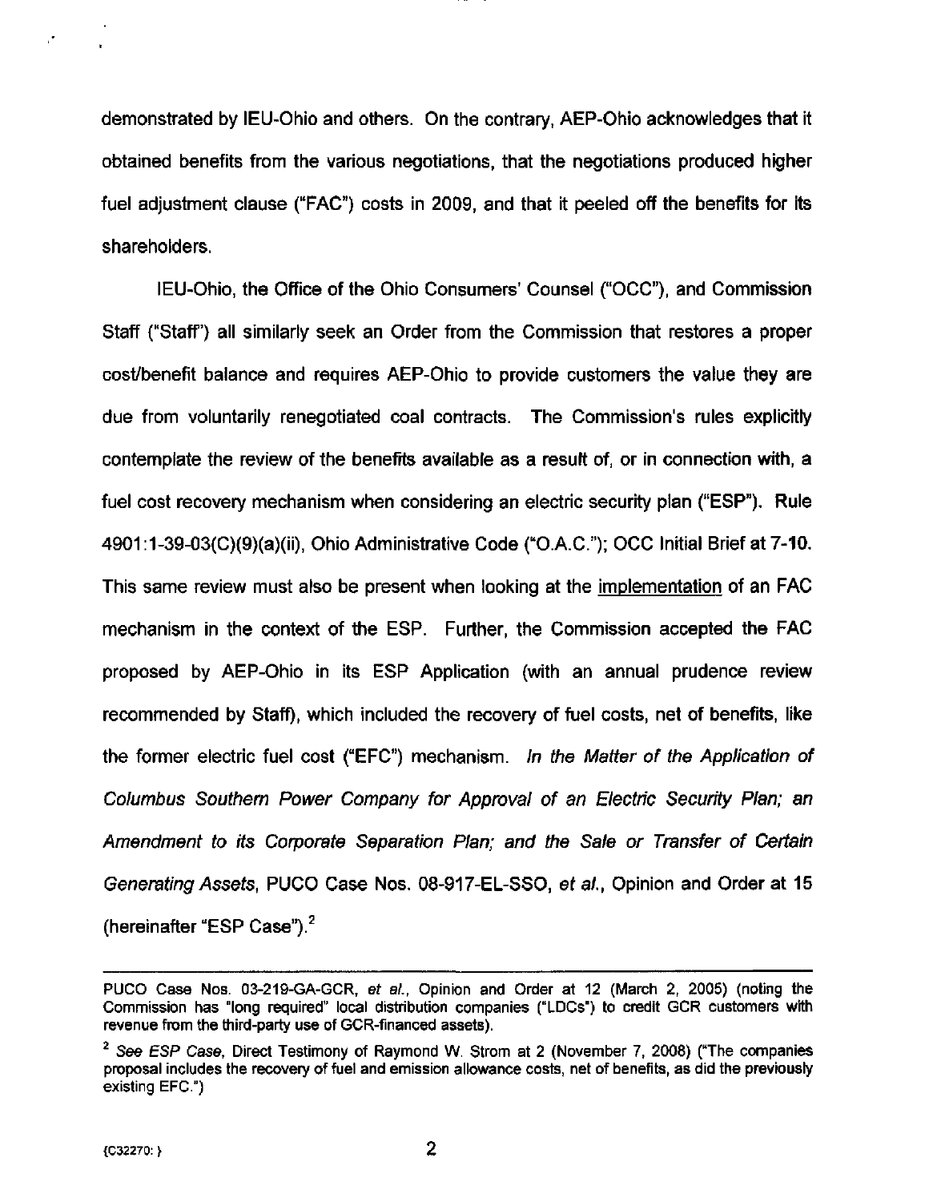demonstrated by IEU-Ohio and others. On the contrary, AEP-Ohio acknowledges that it obtained benefits from the various negotiations, that the negotiations produced higher fuel adjustment clause ("FAC") costs in 2009, and that it peeled off the benefits for its shareholders.

IEU-Ohio, the Office of the Ohio Consumers' Counsel ("OCC"), and Commission Staff ("Staff") all similarly seek an Order from the Commission that restores a proper cost/benefit balance and requires AEP-Ohio to provide customers the value they are due from voluntarily renegotiated coal contracts. The Commission's rules explicitly contemplate the review of the benefits available as a result of, or in connection with, a fuel cost recovery mechanism when considering an electric security plan ("ESP"). Rule 4901:1-39-03(C)(9)(a)(ii), Ohio Administrative Code ("O.A.C."); OCC Initial Brief at 7-10. This same review must also be present when looking at the <u>implementation</u> of an FAC mechanism in the context of the ESP. Further, the Commission accepted the FAC proposed by AEP-Ohio in its ESP Application (with an annual prudence review recommended by Staff), which included the recovery of fuel costs, net of benefits, like the former electric fuel cost ("EFC") mechanism. *In the Matter of the Application of Columbus Southern Power Company for Approval of an Electric Security Plan; an Amendment to its Corporate Separation Plan; and the Sale or Transfer of Certain Generating Assets*, PUCO Case Nos. 08-917-EL-SSO, *et al.*, Opinion and Order at 15 (hereinafter "ESP Case").[2]

---

PUCO Case Nos. 03-219-GA-GCR, *et al.*, Opinion and Order at 12 (March 2, 2005) (noting the Commission has "long required" local distribution companies ("LDCs") to credit GCR customers with revenue from the third-party use of GCR-financed assets).

[2] *See ESP Case*, Direct Testimony of Raymond W. Strom at 2 (November 7, 2008) ("The companies proposal includes the recovery of fuel and emission allowance costs, net of benefits, as did the previously existing EFC.")

{C32270: }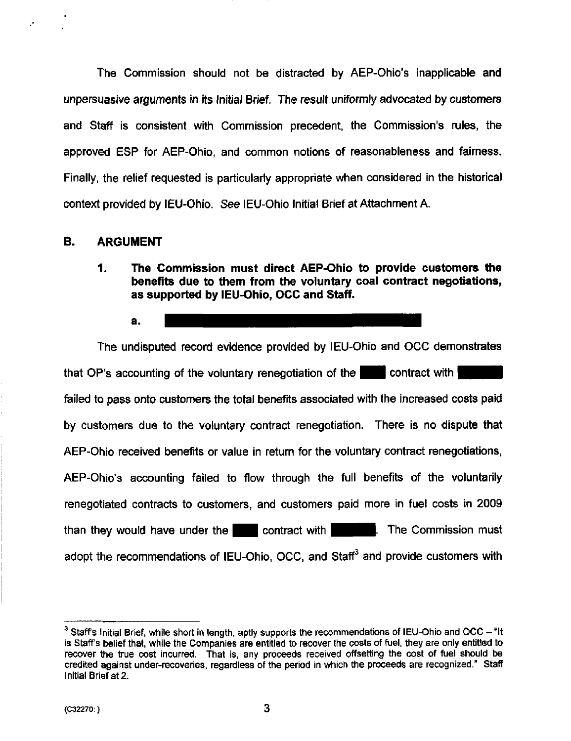The Commission should not be distracted by AEP-Ohio's inapplicable and unpersuasive arguments in its Initial Brief. The result uniformly advocated by customers and Staff is consistent with Commission precedent, the Commission's rules, the approved ESP for AEP-Ohio, and common notions of reasonableness and fairness. Finally, the relief requested is particularly appropriate when considered in the historical context provided by IEU-Ohio. *See* IEU-Ohio Initial Brief at Attachment A.

## B. ARGUMENT

### 1. The Commission must direct AEP-Ohio to provide customers the benefits due to them from the voluntary coal contract negotiations, as supported by IEU-Ohio, OCC and Staff.

#### a. [REDACTED]

The undisputed record evidence provided by IEU-Ohio and OCC demonstrates that OP's accounting of the voluntary renegotiation of the [REDACTED] contract with [REDACTED] failed to pass onto customers the total benefits associated with the increased costs paid by customers due to the voluntary contract renegotiation. There is no dispute that AEP-Ohio received benefits or value in return for the voluntary contract renegotiations, AEP-Ohio's accounting failed to flow through the full benefits of the voluntarily renegotiated contracts to customers, and customers paid more in fuel costs in 2009 than they would have under the [REDACTED] contract with [REDACTED]. The Commission must adopt the recommendations of IEU-Ohio, OCC, and Staff[3] and provide customers with

---

[3] Staff's Initial Brief, while short in length, aptly supports the recommendations of IEU-Ohio and OCC – "It is Staff's belief that, while the Companies are entitled to recover the costs of fuel, they are only entitled to recover the true cost incurred. That is, any proceeds received offsetting the cost of fuel should be credited against under-recoveries, regardless of the period in which the proceeds are recognized." Staff Initial Brief at 2.

{C32270: }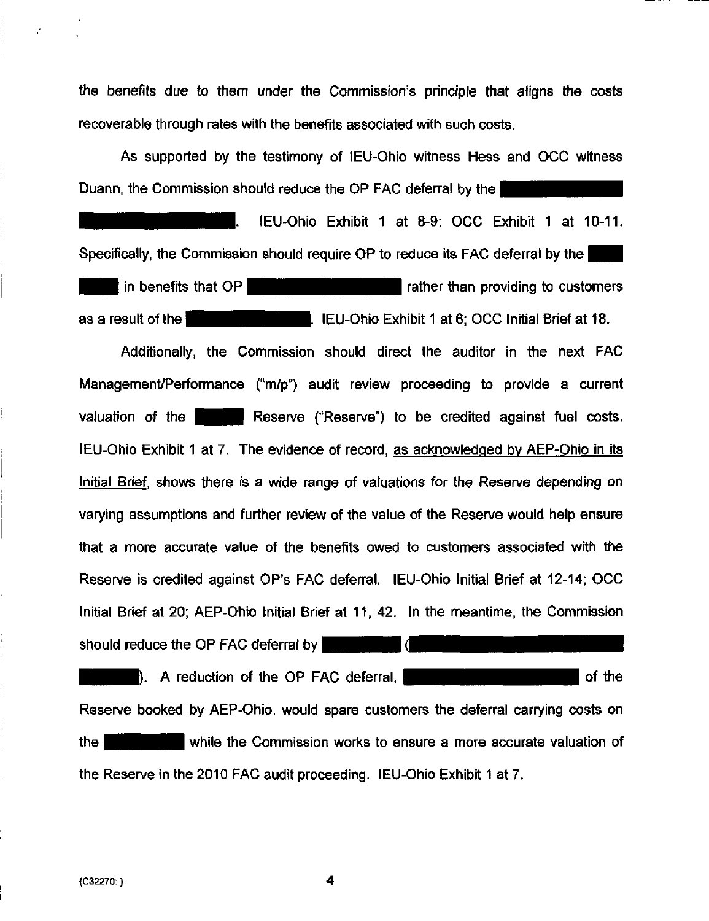the benefits due to them under the Commission's principle that aligns the costs recoverable through rates with the benefits associated with such costs.

As supported by the testimony of IEU-Ohio witness Hess and OCC witness Duann, the Commission should reduce the OP FAC deferral by the [REDACTED] [REDACTED]. IEU-Ohio Exhibit 1 at 8-9; OCC Exhibit 1 at 10-11. Specifically, the Commission should require OP to reduce its FAC deferral by the [REDACTED] [REDACTED] in benefits that OP [REDACTED] rather than providing to customers as a result of the [REDACTED]. IEU-Ohio Exhibit 1 at 6; OCC Initial Brief at 18.

Additionally, the Commission should direct the auditor in the next FAC Management/Performance ("m/p") audit review proceeding to provide a current valuation of the [REDACTED] Reserve ("Reserve") to be credited against fuel costs. IEU-Ohio Exhibit 1 at 7. The evidence of record, <u>as acknowledged by AEP-Ohio in its Initial Brief</u>, shows there is a wide range of valuations for the Reserve depending on varying assumptions and further review of the value of the Reserve would help ensure that a more accurate value of the benefits owed to customers associated with the Reserve is credited against OP's FAC deferral. IEU-Ohio Initial Brief at 12-14; OCC Initial Brief at 20; AEP-Ohio Initial Brief at 11, 42. In the meantime, the Commission should reduce the OP FAC deferral by [REDACTED] ([REDACTED] [REDACTED]). A reduction of the OP FAC deferral, [REDACTED] of the Reserve booked by AEP-Ohio, would spare customers the deferral carrying costs on the [REDACTED] while the Commission works to ensure a more accurate valuation of the Reserve in the 2010 FAC audit proceeding. IEU-Ohio Exhibit 1 at 7.

{C32270: }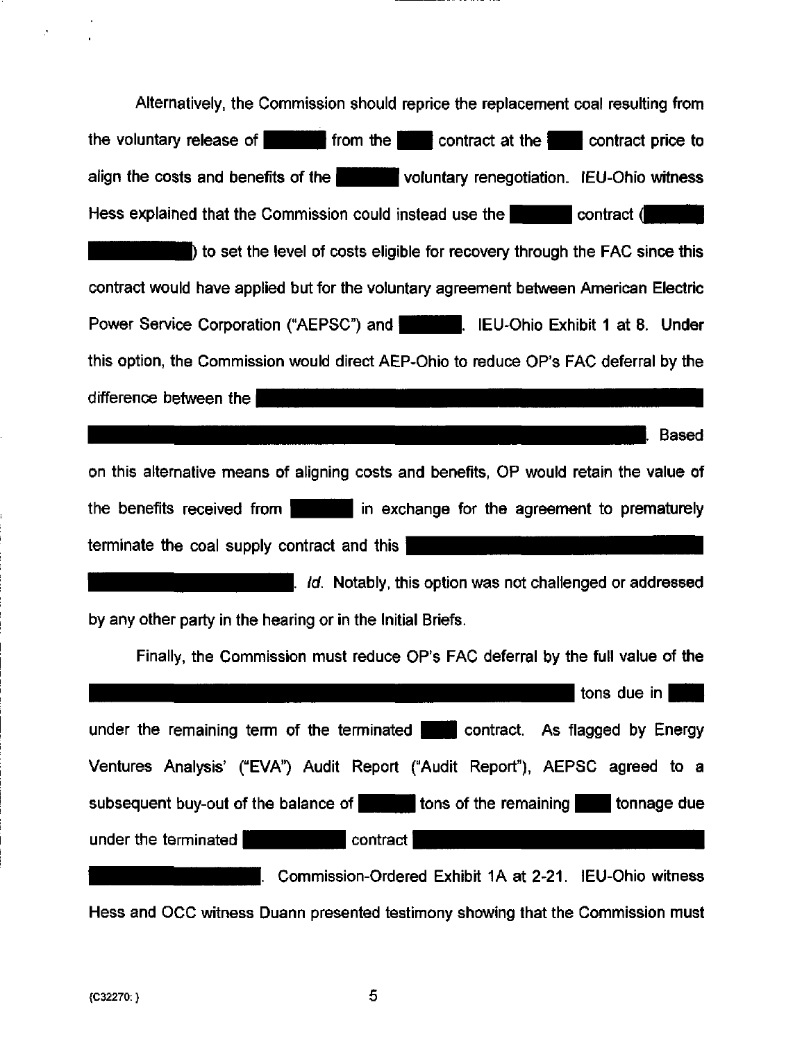Alternatively, the Commission should reprice the replacement coal resulting from the voluntary release of ██████ from the ████ contract at the ████ contract price to align the costs and benefits of the ██████ voluntary renegotiation. IEU-Ohio witness Hess explained that the Commission could instead use the ██████ contract (██████ ██████████) to set the level of costs eligible for recovery through the FAC since this contract would have applied but for the voluntary agreement between American Electric Power Service Corporation ("AEPSC") and ██████. IEU-Ohio Exhibit 1 at 8. Under this option, the Commission would direct AEP-Ohio to reduce OP's FAC deferral by the difference between the ████████████████████████████████████████ ████████████████████████████████████████████████████. Based on this alternative means of aligning costs and benefits, OP would retain the value of the benefits received from ██████ in exchange for the agreement to prematurely terminate the coal supply contract and this ████████████████████████ ████████████████. *Id.* Notably, this option was not challenged or addressed by any other party in the hearing or in the Initial Briefs.

Finally, the Commission must reduce OP's FAC deferral by the full value of the ████████████████████████████████████████████████ tons due in ████ under the remaining term of the terminated ████ contract. As flagged by Energy Ventures Analysis' ("EVA") Audit Report ("Audit Report"), AEPSC agreed to a subsequent buy-out of the balance of ██████ tons of the remaining ████ tonnage due under the terminated ████████ contract ██████████████████████████ ████████████. Commission-Ordered Exhibit 1A at 2-21. IEU-Ohio witness Hess and OCC witness Duann presented testimony showing that the Commission must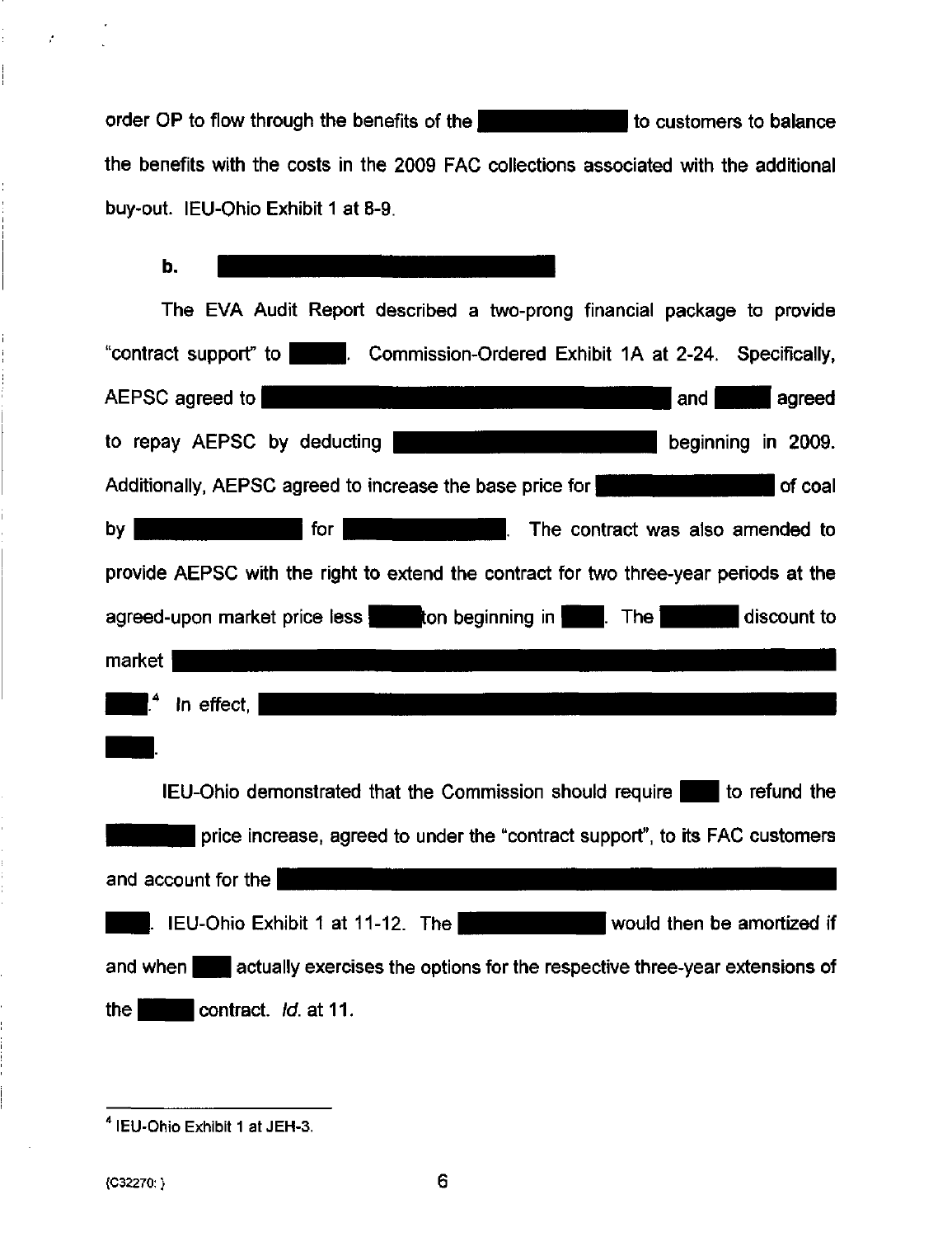order OP to flow through the benefits of the [REDACTED] to customers to balance the benefits with the costs in the 2009 FAC collections associated with the additional buy-out. IEU-Ohio Exhibit 1 at 8-9.

**b.** [REDACTED]

The EVA Audit Report described a two-prong financial package to provide "contract support" to [REDACTED]. Commission-Ordered Exhibit 1A at 2-24. Specifically, AEPSC agreed to [REDACTED] and [REDACTED] agreed to repay AEPSC by deducting [REDACTED] beginning in 2009. Additionally, AEPSC agreed to increase the base price for [REDACTED] of coal by [REDACTED] for [REDACTED]. The contract was also amended to provide AEPSC with the right to extend the contract for two three-year periods at the agreed-upon market price less [REDACTED] ton beginning in [REDACTED]. The [REDACTED] discount to market [REDACTED] [REDACTED].[4] In effect, [REDACTED] [REDACTED].

IEU-Ohio demonstrated that the Commission should require [REDACTED] to refund the [REDACTED] price increase, agreed to under the "contract support", to its FAC customers and account for the [REDACTED] [REDACTED]. IEU-Ohio Exhibit 1 at 11-12. The [REDACTED] would then be amortized if and when [REDACTED] actually exercises the options for the respective three-year extensions of the [REDACTED] contract. *Id.* at 11.

---

[4] IEU-Ohio Exhibit 1 at JEH-3.

{C32270: }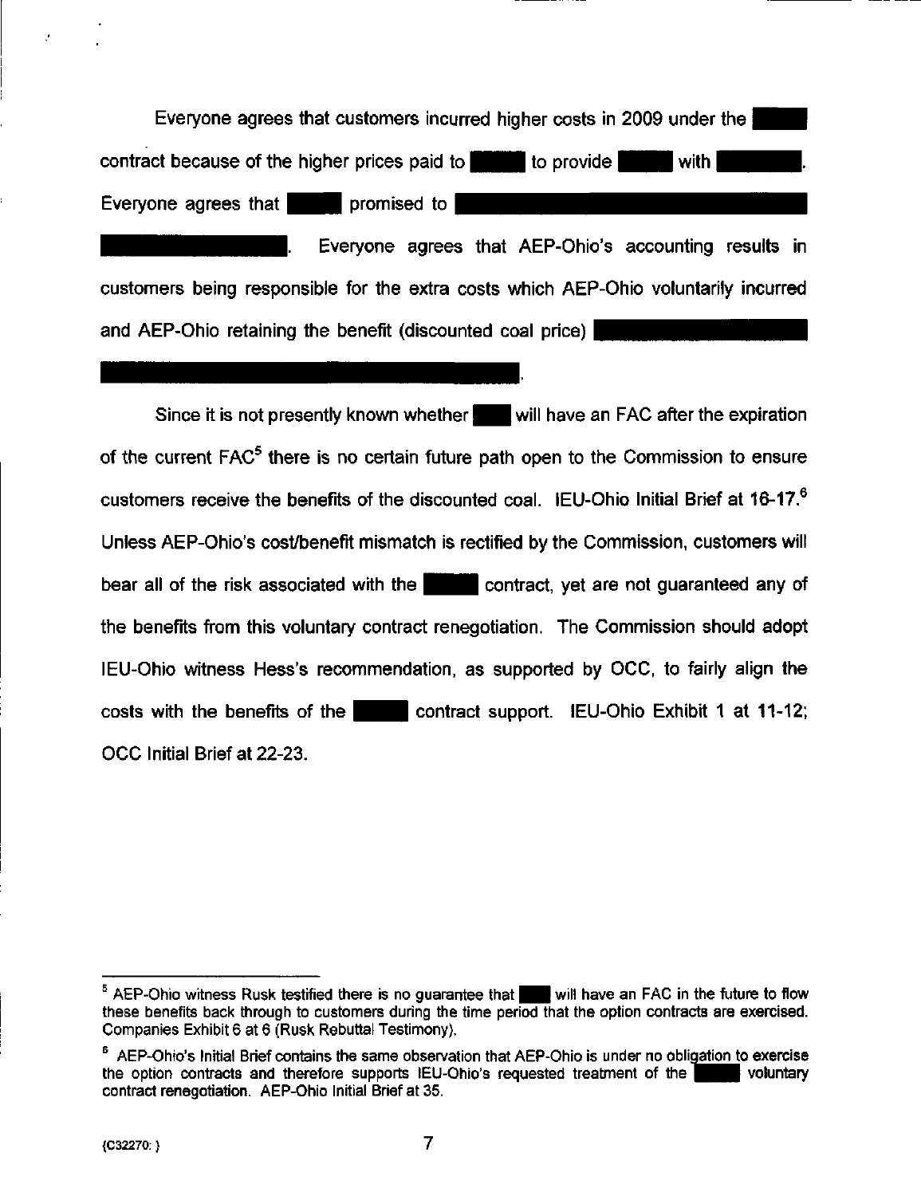Everyone agrees that customers incurred higher costs in 2009 under the ████ contract because of the higher prices paid to ████ to provide ████ with ██████. Everyone agrees that ████ promised to ████████████████████████████ ██████████████. Everyone agrees that AEP-Ohio's accounting results in customers being responsible for the extra costs which AEP-Ohio voluntarily incurred and AEP-Ohio retaining the benefit (discounted coal price) ██████████████ ██████████████████████████████.

Since it is not presently known whether ███ will have an FAC after the expiration of the current FAC[5] there is no certain future path open to the Commission to ensure customers receive the benefits of the discounted coal. IEU-Ohio Initial Brief at 16-17.[6] Unless AEP-Ohio's cost/benefit mismatch is rectified by the Commission, customers will bear all of the risk associated with the ████ contract, yet are not guaranteed any of the benefits from this voluntary contract renegotiation. The Commission should adopt IEU-Ohio witness Hess's recommendation, as supported by OCC, to fairly align the costs with the benefits of the ████ contract support. IEU-Ohio Exhibit 1 at 11-12; OCC Initial Brief at 22-23.

---

[5] AEP-Ohio witness Rusk testified there is no guarantee that ███ will have an FAC in the future to flow these benefits back through to customers during the time period that the option contracts are exercised. Companies Exhibit 6 at 6 (Rusk Rebuttal Testimony).

[6] AEP-Ohio's Initial Brief contains the same observation that AEP-Ohio is under no obligation to exercise the option contracts and therefore supports IEU-Ohio's requested treatment of the ████ voluntary contract renegotiation. AEP-Ohio Initial Brief at 35.

{C32270: }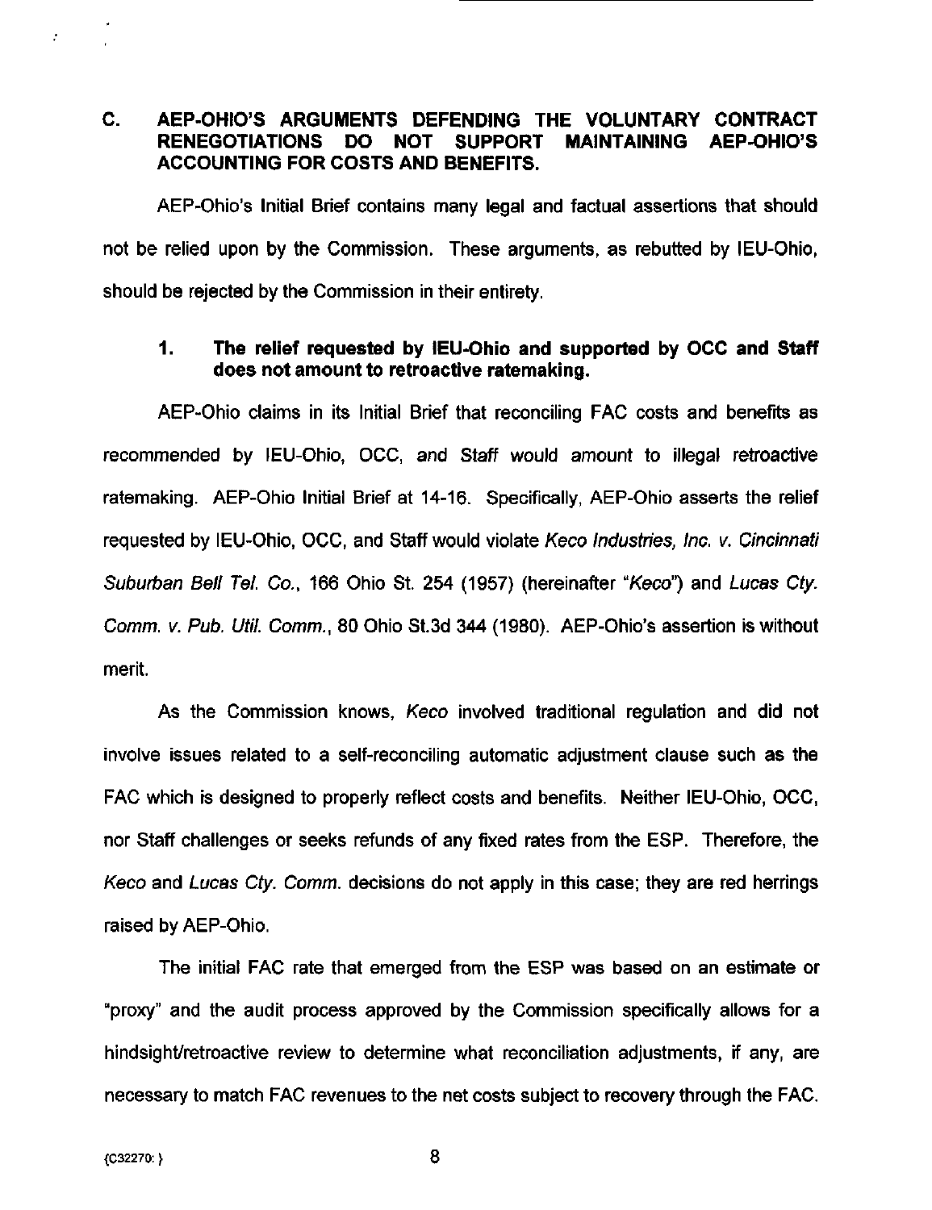### C. AEP-OHIO'S ARGUMENTS DEFENDING THE VOLUNTARY CONTRACT RENEGOTIATIONS DO NOT SUPPORT MAINTAINING AEP-OHIO'S ACCOUNTING FOR COSTS AND BENEFITS.

AEP-Ohio's Initial Brief contains many legal and factual assertions that should not be relied upon by the Commission. These arguments, as rebutted by IEU-Ohio, should be rejected by the Commission in their entirety.

#### 1. The relief requested by IEU-Ohio and supported by OCC and Staff does not amount to retroactive ratemaking.

AEP-Ohio claims in its Initial Brief that reconciling FAC costs and benefits as recommended by IEU-Ohio, OCC, and Staff would amount to illegal retroactive ratemaking. AEP-Ohio Initial Brief at 14-16. Specifically, AEP-Ohio asserts the relief requested by IEU-Ohio, OCC, and Staff would violate *Keco Industries, Inc. v. Cincinnati Suburban Bell Tel. Co.*, 166 Ohio St. 254 (1957) (hereinafter "*Keco*") and *Lucas Cty. Comm. v. Pub. Util. Comm.*, 80 Ohio St.3d 344 (1980). AEP-Ohio's assertion is without merit.

As the Commission knows, *Keco* involved traditional regulation and did not involve issues related to a self-reconciling automatic adjustment clause such as the FAC which is designed to properly reflect costs and benefits. Neither IEU-Ohio, OCC, nor Staff challenges or seeks refunds of any fixed rates from the ESP. Therefore, the *Keco* and *Lucas Cty. Comm.* decisions do not apply in this case; they are red herrings raised by AEP-Ohio.

The initial FAC rate that emerged from the ESP was based on an estimate or "proxy" and the audit process approved by the Commission specifically allows for a hindsight/retroactive review to determine what reconciliation adjustments, if any, are necessary to match FAC revenues to the net costs subject to recovery through the FAC.

{C32270: }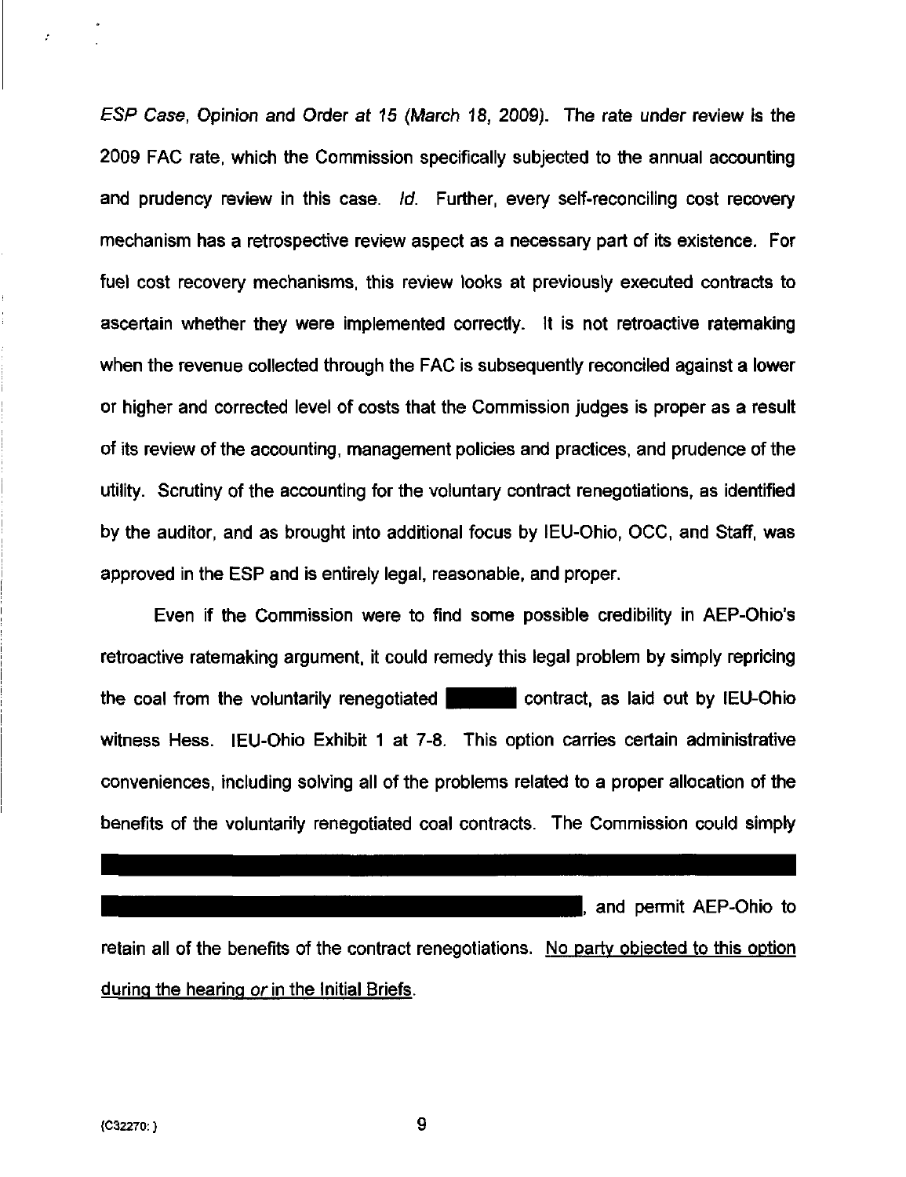*ESP Case*, Opinion and Order at 15 (March 18, 2009). The rate under review is the 2009 FAC rate, which the Commission specifically subjected to the annual accounting and prudency review in this case. *Id.* Further, every self-reconciling cost recovery mechanism has a retrospective review aspect as a necessary part of its existence. For fuel cost recovery mechanisms, this review looks at previously executed contracts to ascertain whether they were implemented correctly. It is not retroactive ratemaking when the revenue collected through the FAC is subsequently reconciled against a lower or higher and corrected level of costs that the Commission judges is proper as a result of its review of the accounting, management policies and practices, and prudence of the utility. Scrutiny of the accounting for the voluntary contract renegotiations, as identified by the auditor, and as brought into additional focus by IEU-Ohio, OCC, and Staff, was approved in the ESP and is entirely legal, reasonable, and proper.

Even if the Commission were to find some possible credibility in AEP-Ohio's retroactive ratemaking argument, it could remedy this legal problem by simply repricing the coal from the voluntarily renegotiated ██████ contract, as laid out by IEU-Ohio witness Hess. IEU-Ohio Exhibit 1 at 7-8. This option carries certain administrative conveniences, including solving all of the problems related to a proper allocation of the benefits of the voluntarily renegotiated coal contracts. The Commission could simply ████████████████████████████████████████ ████████████████████████████, and permit AEP-Ohio to retain all of the benefits of the contract renegotiations. <u>No party objected to this option during the hearing *or* in the Initial Briefs</u>.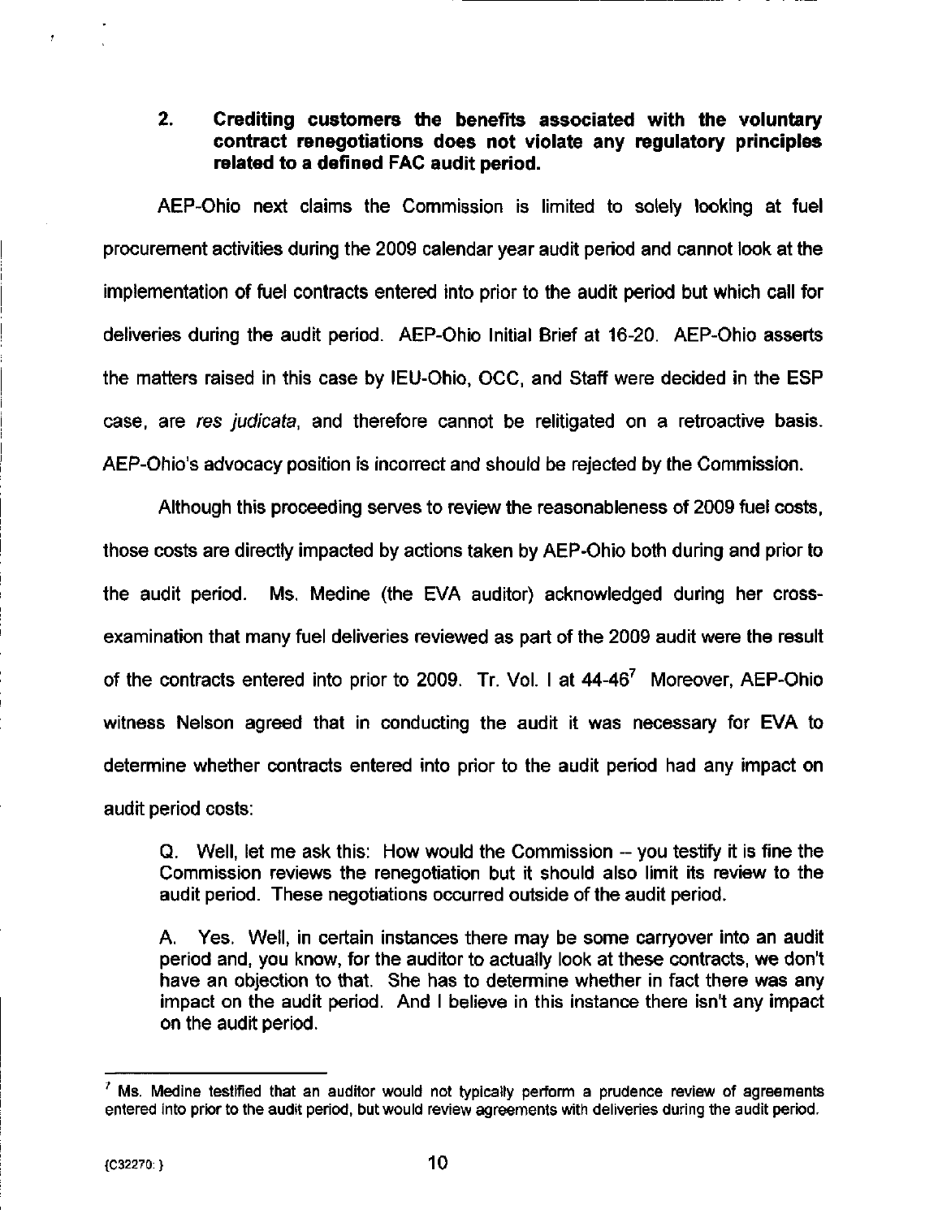### 2. Crediting customers the benefits associated with the voluntary contract renegotiations does not violate any regulatory principles related to a defined FAC audit period.

AEP-Ohio next claims the Commission is limited to solely looking at fuel procurement activities during the 2009 calendar year audit period and cannot look at the implementation of fuel contracts entered into prior to the audit period but which call for deliveries during the audit period. AEP-Ohio Initial Brief at 16-20. AEP-Ohio asserts the matters raised in this case by IEU-Ohio, OCC, and Staff were decided in the ESP case, are *res judicata*, and therefore cannot be relitigated on a retroactive basis. AEP-Ohio's advocacy position is incorrect and should be rejected by the Commission.

Although this proceeding serves to review the reasonableness of 2009 fuel costs, those costs are directly impacted by actions taken by AEP-Ohio both during and prior to the audit period. Ms. Medine (the EVA auditor) acknowledged during her cross-examination that many fuel deliveries reviewed as part of the 2009 audit were the result of the contracts entered into prior to 2009. Tr. Vol. I at 44-46[7] Moreover, AEP-Ohio witness Nelson agreed that in conducting the audit it was necessary for EVA to determine whether contracts entered into prior to the audit period had any impact on audit period costs:

> Q. Well, let me ask this: How would the Commission -- you testify it is fine the Commission reviews the renegotiation but it should also limit its review to the audit period. These negotiations occurred outside of the audit period.
>
> A. Yes. Well, in certain instances there may be some carryover into an audit period and, you know, for the auditor to actually look at these contracts, we don't have an objection to that. She has to determine whether in fact there was any impact on the audit period. And I believe in this instance there isn't any impact on the audit period.

[7] Ms. Medine testified that an auditor would not typically perform a prudence review of agreements entered into prior to the audit period, but would review agreements with deliveries during the audit period.

{C32270: }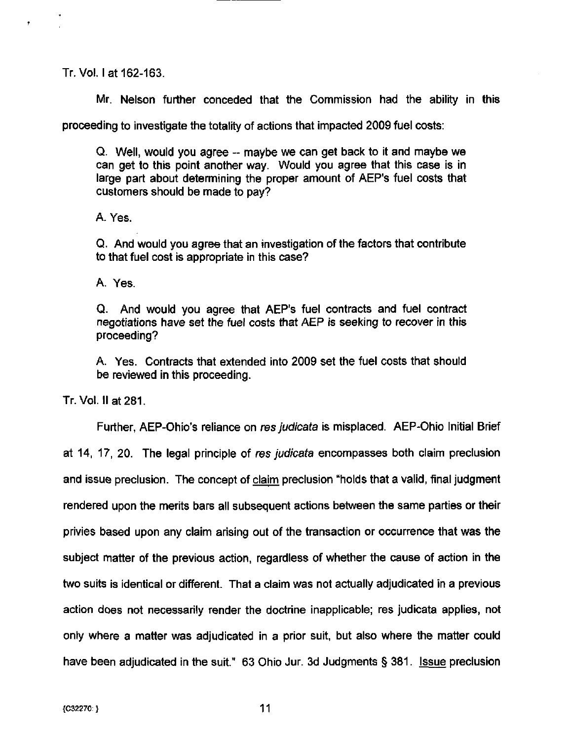Tr. Vol. I at 162-163.

Mr. Nelson further conceded that the Commission had the ability in this proceeding to investigate the totality of actions that impacted 2009 fuel costs:

> Q. Well, would you agree -- maybe we can get back to it and maybe we can get to this point another way. Would you agree that this case is in large part about determining the proper amount of AEP's fuel costs that customers should be made to pay?
>
> A. Yes.
>
> Q. And would you agree that an investigation of the factors that contribute to that fuel cost is appropriate in this case?
>
> A. Yes.
>
> Q. And would you agree that AEP's fuel contracts and fuel contract negotiations have set the fuel costs that AEP is seeking to recover in this proceeding?
>
> A. Yes. Contracts that extended into 2009 set the fuel costs that should be reviewed in this proceeding.

Tr. Vol. II at 281.

Further, AEP-Ohio's reliance on *res judicata* is misplaced. AEP-Ohio Initial Brief at 14, 17, 20. The legal principle of *res judicata* encompasses both claim preclusion and issue preclusion. The concept of <u>claim</u> preclusion "holds that a valid, final judgment rendered upon the merits bars all subsequent actions between the same parties or their privies based upon any claim arising out of the transaction or occurrence that was the subject matter of the previous action, regardless of whether the cause of action in the two suits is identical or different. That a claim was not actually adjudicated in a previous action does not necessarily render the doctrine inapplicable; res judicata applies, not only where a matter was adjudicated in a prior suit, but also where the matter could have been adjudicated in the suit." 63 Ohio Jur. 3d Judgments § 381. <u>Issue</u> preclusion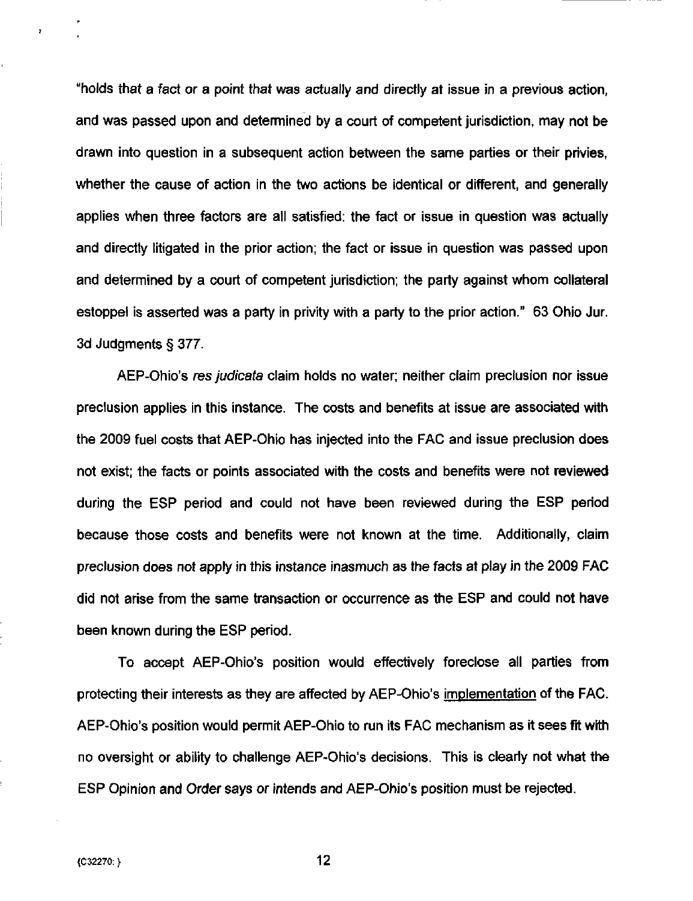"holds that a fact or a point that was actually and directly at issue in a previous action, and was passed upon and determined by a court of competent jurisdiction, may not be drawn into question in a subsequent action between the same parties or their privies, whether the cause of action in the two actions be identical or different, and generally applies when three factors are all satisfied: the fact or issue in question was actually and directly litigated in the prior action; the fact or issue in question was passed upon and determined by a court of competent jurisdiction; the party against whom collateral estoppel is asserted was a party in privity with a party to the prior action." 63 Ohio Jur. 3d Judgments § 377.

AEP-Ohio's *res judicata* claim holds no water; neither claim preclusion nor issue preclusion applies in this instance. The costs and benefits at issue are associated with the 2009 fuel costs that AEP-Ohio has injected into the FAC and issue preclusion does not exist; the facts or points associated with the costs and benefits were not reviewed during the ESP period and could not have been reviewed during the ESP period because those costs and benefits were not known at the time. Additionally, claim preclusion does not apply in this instance inasmuch as the facts at play in the 2009 FAC did not arise from the same transaction or occurrence as the ESP and could not have been known during the ESP period.

To accept AEP-Ohio's position would effectively foreclose all parties from protecting their interests as they are affected by AEP-Ohio's <u>implementation</u> of the FAC. AEP-Ohio's position would permit AEP-Ohio to run its FAC mechanism as it sees fit with no oversight or ability to challenge AEP-Ohio's decisions. This is clearly not what the ESP Opinion and Order says or intends and AEP-Ohio's position must be rejected.

{C32270: }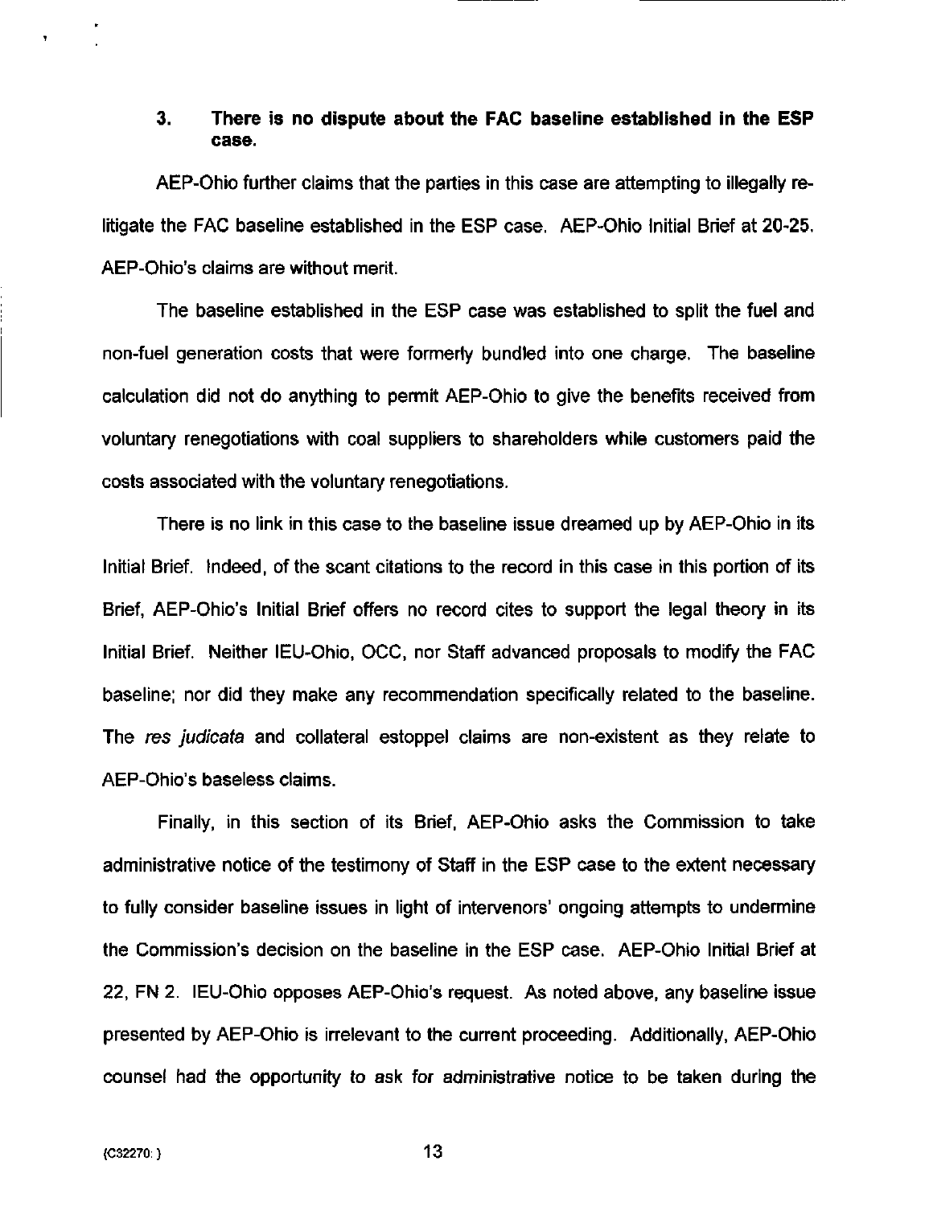### 3. There is no dispute about the FAC baseline established in the ESP case.

AEP-Ohio further claims that the parties in this case are attempting to illegally re-litigate the FAC baseline established in the ESP case. AEP-Ohio Initial Brief at 20-25. AEP-Ohio's claims are without merit.

The baseline established in the ESP case was established to split the fuel and non-fuel generation costs that were formerly bundled into one charge. The baseline calculation did not do anything to permit AEP-Ohio to give the benefits received from voluntary renegotiations with coal suppliers to shareholders while customers paid the costs associated with the voluntary renegotiations.

There is no link in this case to the baseline issue dreamed up by AEP-Ohio in its Initial Brief. Indeed, of the scant citations to the record in this case in this portion of its Brief, AEP-Ohio's Initial Brief offers no record cites to support the legal theory in its Initial Brief. Neither IEU-Ohio, OCC, nor Staff advanced proposals to modify the FAC baseline; nor did they make any recommendation specifically related to the baseline. The *res judicata* and collateral estoppel claims are non-existent as they relate to AEP-Ohio's baseless claims.

Finally, in this section of its Brief, AEP-Ohio asks the Commission to take administrative notice of the testimony of Staff in the ESP case to the extent necessary to fully consider baseline issues in light of intervenors' ongoing attempts to undermine the Commission's decision on the baseline in the ESP case. AEP-Ohio Initial Brief at 22, FN 2. IEU-Ohio opposes AEP-Ohio's request. As noted above, any baseline issue presented by AEP-Ohio is irrelevant to the current proceeding. Additionally, AEP-Ohio counsel had the opportunity to ask for administrative notice to be taken during the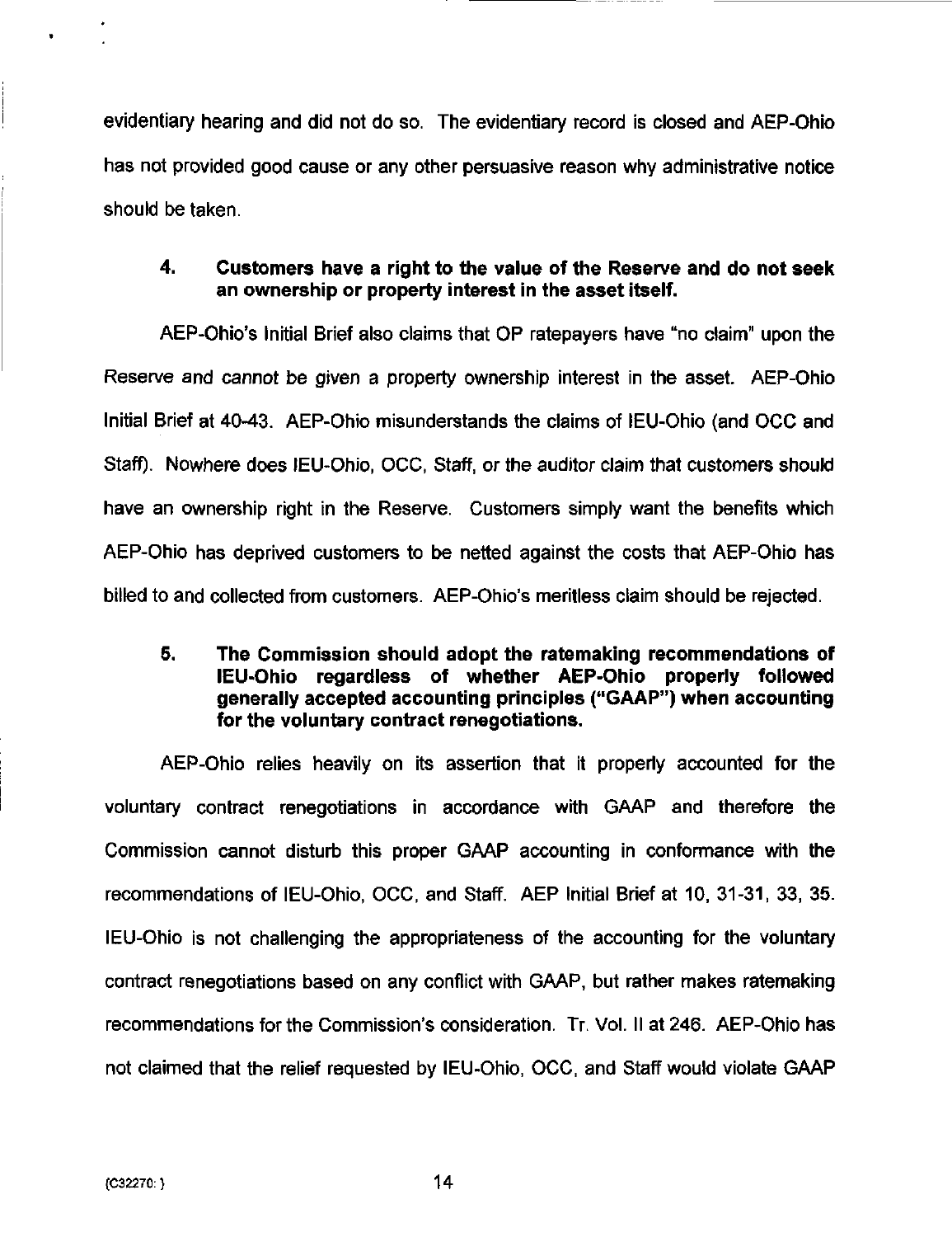evidentiary hearing and did not do so. The evidentiary record is closed and AEP-Ohio has not provided good cause or any other persuasive reason why administrative notice should be taken.

**4. Customers have a right to the value of the Reserve and do not seek an ownership or property interest in the asset itself.**

AEP-Ohio's Initial Brief also claims that OP ratepayers have "no claim" upon the Reserve and cannot be given a property ownership interest in the asset. AEP-Ohio Initial Brief at 40-43. AEP-Ohio misunderstands the claims of IEU-Ohio (and OCC and Staff). Nowhere does IEU-Ohio, OCC, Staff, or the auditor claim that customers should have an ownership right in the Reserve. Customers simply want the benefits which AEP-Ohio has deprived customers to be netted against the costs that AEP-Ohio has billed to and collected from customers. AEP-Ohio's meritless claim should be rejected.

**5. The Commission should adopt the ratemaking recommendations of IEU-Ohio regardless of whether AEP-Ohio properly followed generally accepted accounting principles ("GAAP") when accounting for the voluntary contract renegotiations.**

AEP-Ohio relies heavily on its assertion that it properly accounted for the voluntary contract renegotiations in accordance with GAAP and therefore the Commission cannot disturb this proper GAAP accounting in conformance with the recommendations of IEU-Ohio, OCC, and Staff. AEP Initial Brief at 10, 31-31, 33, 35. IEU-Ohio is not challenging the appropriateness of the accounting for the voluntary contract renegotiations based on any conflict with GAAP, but rather makes ratemaking recommendations for the Commission's consideration. Tr. Vol. II at 246. AEP-Ohio has not claimed that the relief requested by IEU-Ohio, OCC, and Staff would violate GAAP

{C32270: }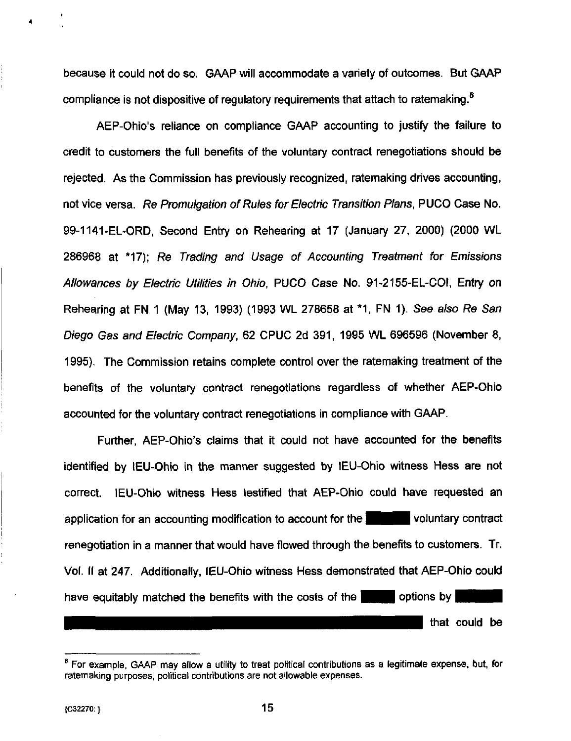because it could not do so. GAAP will accommodate a variety of outcomes. But GAAP compliance is not dispositive of regulatory requirements that attach to ratemaking.[8]

AEP-Ohio's reliance on compliance GAAP accounting to justify the failure to credit to customers the full benefits of the voluntary contract renegotiations should be rejected. As the Commission has previously recognized, ratemaking drives accounting, not vice versa. *Re Promulgation of Rules for Electric Transition Plans*, PUCO Case No. 99-1141-EL-ORD, Second Entry on Rehearing at 17 (January 27, 2000) (2000 WL 286968 at *17); *Re Trading and Usage of Accounting Treatment for Emissions Allowances by Electric Utilities in Ohio*, PUCO Case No. 91-2155-EL-COI, Entry on Rehearing at FN 1 (May 13, 1993) (1993 WL 278658 at *1, FN 1). *See also Re San Diego Gas and Electric Company*, 62 CPUC 2d 391, 1995 WL 696596 (November 8, 1995). The Commission retains complete control over the ratemaking treatment of the benefits of the voluntary contract renegotiations regardless of whether AEP-Ohio accounted for the voluntary contract renegotiations in compliance with GAAP.

Further, AEP-Ohio's claims that it could not have accounted for the benefits identified by IEU-Ohio in the manner suggested by IEU-Ohio witness Hess are not correct. IEU-Ohio witness Hess testified that AEP-Ohio could have requested an application for an accounting modification to account for the [REDACTED] voluntary contract renegotiation in a manner that would have flowed through the benefits to customers. Tr. Vol. II at 247. Additionally, IEU-Ohio witness Hess demonstrated that AEP-Ohio could have equitably matched the benefits with the costs of the [REDACTED] options by [REDACTED] that could be

---

[8] For example, GAAP may allow a utility to treat political contributions as a legitimate expense, but, for ratemaking purposes, political contributions are not allowable expenses.

{C32270: }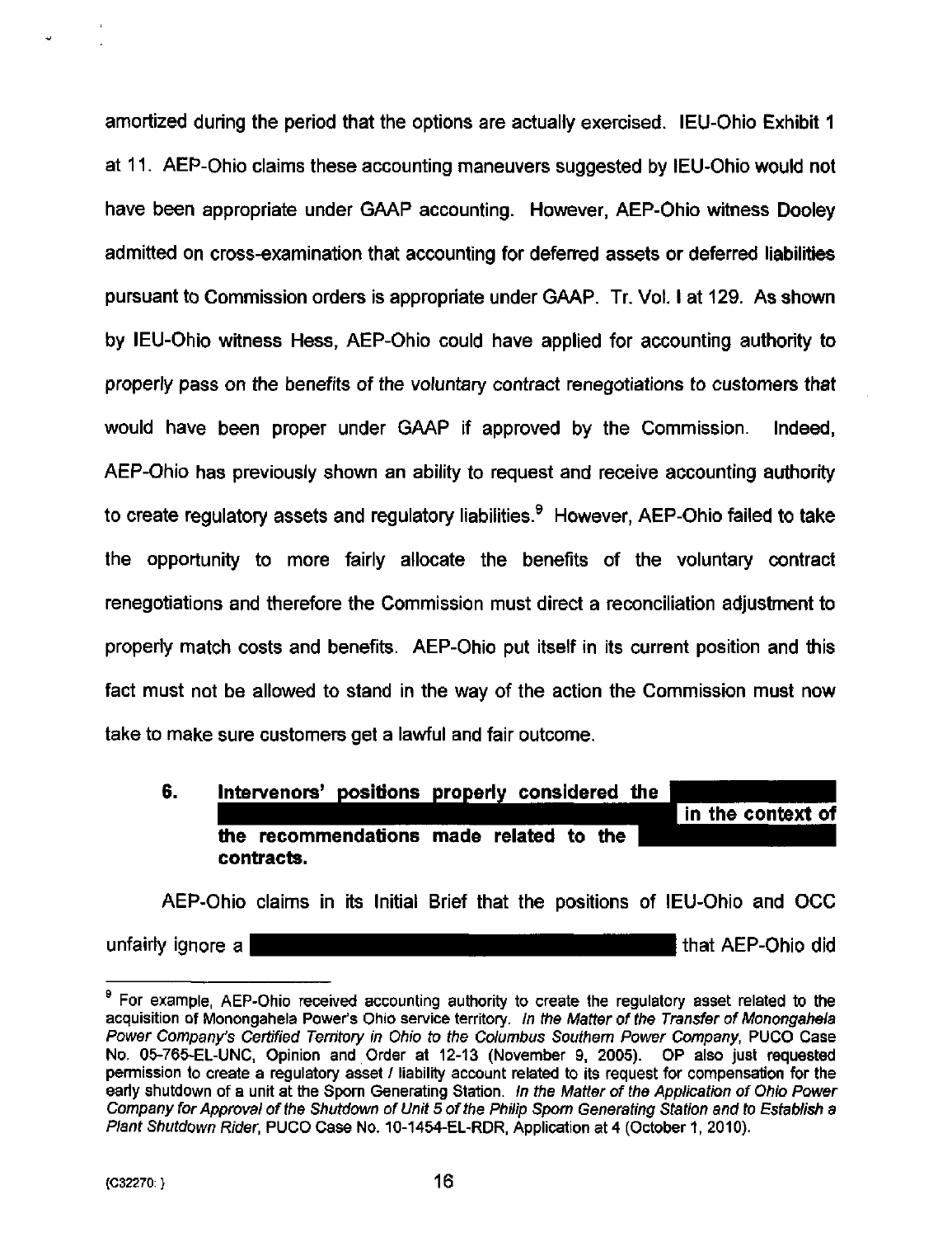amortized during the period that the options are actually exercised. IEU-Ohio Exhibit 1 at 11. AEP-Ohio claims these accounting maneuvers suggested by IEU-Ohio would not have been appropriate under GAAP accounting. However, AEP-Ohio witness Dooley admitted on cross-examination that accounting for deferred assets or deferred liabilities pursuant to Commission orders is appropriate under GAAP. Tr. Vol. I at 129. As shown by IEU-Ohio witness Hess, AEP-Ohio could have applied for accounting authority to properly pass on the benefits of the voluntary contract renegotiations to customers that would have been proper under GAAP if approved by the Commission. Indeed, AEP-Ohio has previously shown an ability to request and receive accounting authority to create regulatory assets and regulatory liabilities.[9] However, AEP-Ohio failed to take the opportunity to more fairly allocate the benefits of the voluntary contract renegotiations and therefore the Commission must direct a reconciliation adjustment to properly match costs and benefits. AEP-Ohio put itself in its current position and this fact must not be allowed to stand in the way of the action the Commission must now take to make sure customers get a lawful and fair outcome.

### 6. Intervenors' positions properly considered the [REDACTED] in the context of the recommendations made related to the [REDACTED] contracts.

AEP-Ohio claims in its Initial Brief that the positions of IEU-Ohio and OCC unfairly ignore a [REDACTED] that AEP-Ohio did

---

[9] For example, AEP-Ohio received accounting authority to create the regulatory asset related to the acquisition of Monongahela Power's Ohio service territory. *In the Matter of the Transfer of Monongahela Power Company's Certified Territory in Ohio to the Columbus Southern Power Company*, PUCO Case No. 05-765-EL-UNC, Opinion and Order at 12-13 (November 9, 2005). OP also just requested permission to create a regulatory asset / liability account related to its request for compensation for the early shutdown of a unit at the Sporn Generating Station. *In the Matter of the Application of Ohio Power Company for Approval of the Shutdown of Unit 5 of the Philip Sporn Generating Station and to Establish a Plant Shutdown Rider*, PUCO Case No. 10-1454-EL-RDR, Application at 4 (October 1, 2010).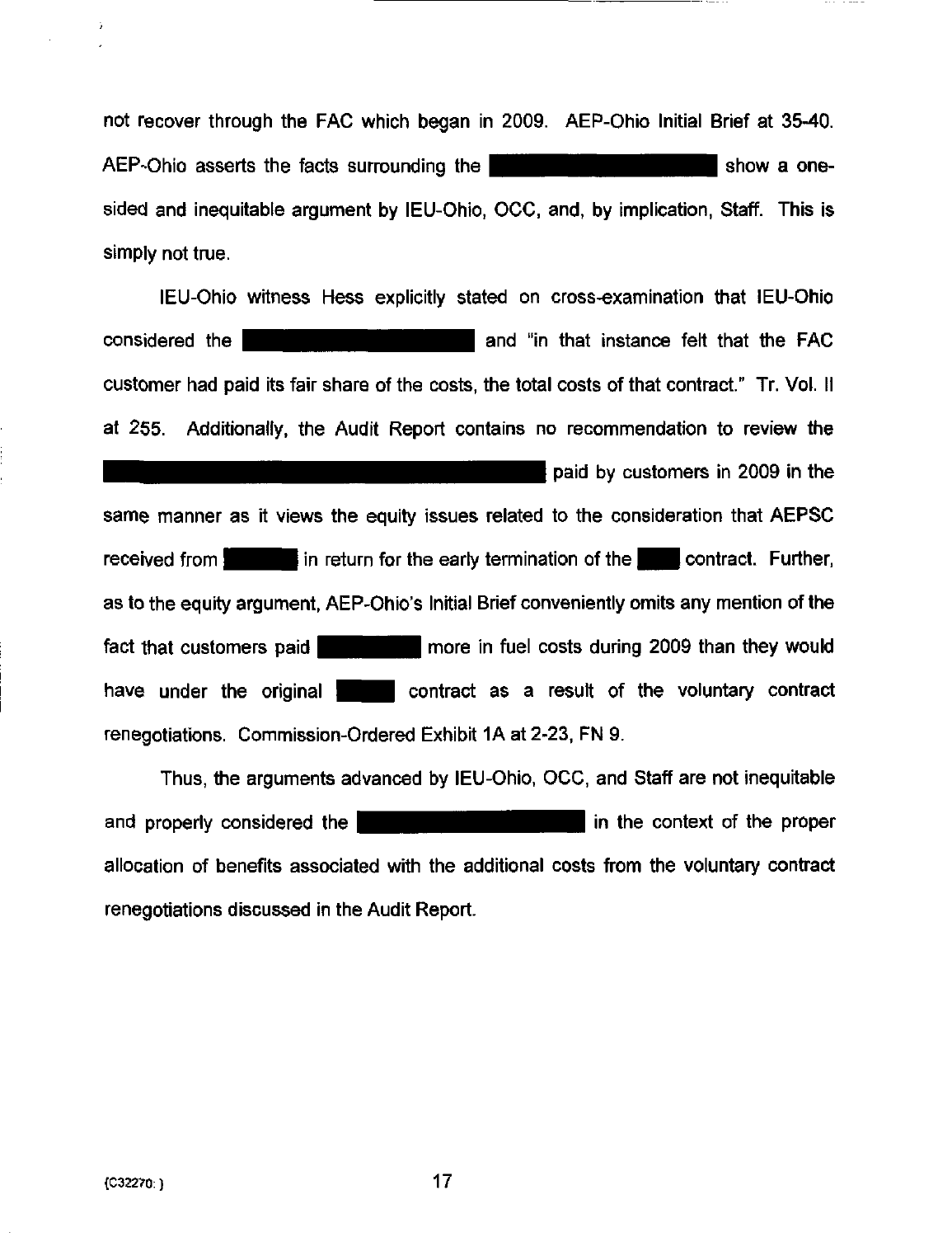not recover through the FAC which began in 2009. AEP-Ohio Initial Brief at 35-40. AEP-Ohio asserts the facts surrounding the ████████████ show a one-sided and inequitable argument by IEU-Ohio, OCC, and, by implication, Staff. This is simply not true.

IEU-Ohio witness Hess explicitly stated on cross-examination that IEU-Ohio considered the ████████████ and "in that instance felt that the FAC customer had paid its fair share of the costs, the total costs of that contract." Tr. Vol. II at 255. Additionally, the Audit Report contains no recommendation to review the ████████████████████████ paid by customers in 2009 in the same manner as it views the equity issues related to the consideration that AEPSC received from ████ in return for the early termination of the ███ contract. Further, as to the equity argument, AEP-Ohio's Initial Brief conveniently omits any mention of the fact that customers paid ██████ more in fuel costs during 2009 than they would have under the original ████ contract as a result of the voluntary contract renegotiations. Commission-Ordered Exhibit 1A at 2-23, FN 9.

Thus, the arguments advanced by IEU-Ohio, OCC, and Staff are not inequitable and properly considered the ████████████ in the context of the proper allocation of benefits associated with the additional costs from the voluntary contract renegotiations discussed in the Audit Report.

{C32270: }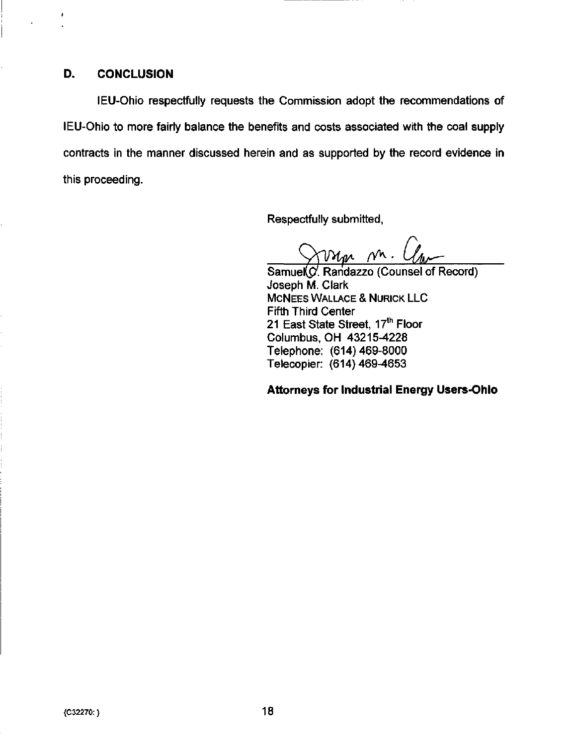## D. CONCLUSION

IEU-Ohio respectfully requests the Commission adopt the recommendations of IEU-Ohio to more fairly balance the benefits and costs associated with the coal supply contracts in the manner discussed herein and as supported by the record evidence in this proceeding.

Respectfully submitted,

Samuel C. Randazzo (Counsel of Record)
Joseph M. Clark
McNEES WALLACE & NURICK LLC
Fifth Third Center
21 East State Street, 17th Floor
Columbus, OH 43215-4228
Telephone: (614) 469-8000
Telecopier: (614) 469-4653

**Attorneys for Industrial Energy Users-Ohio**

{C32270: }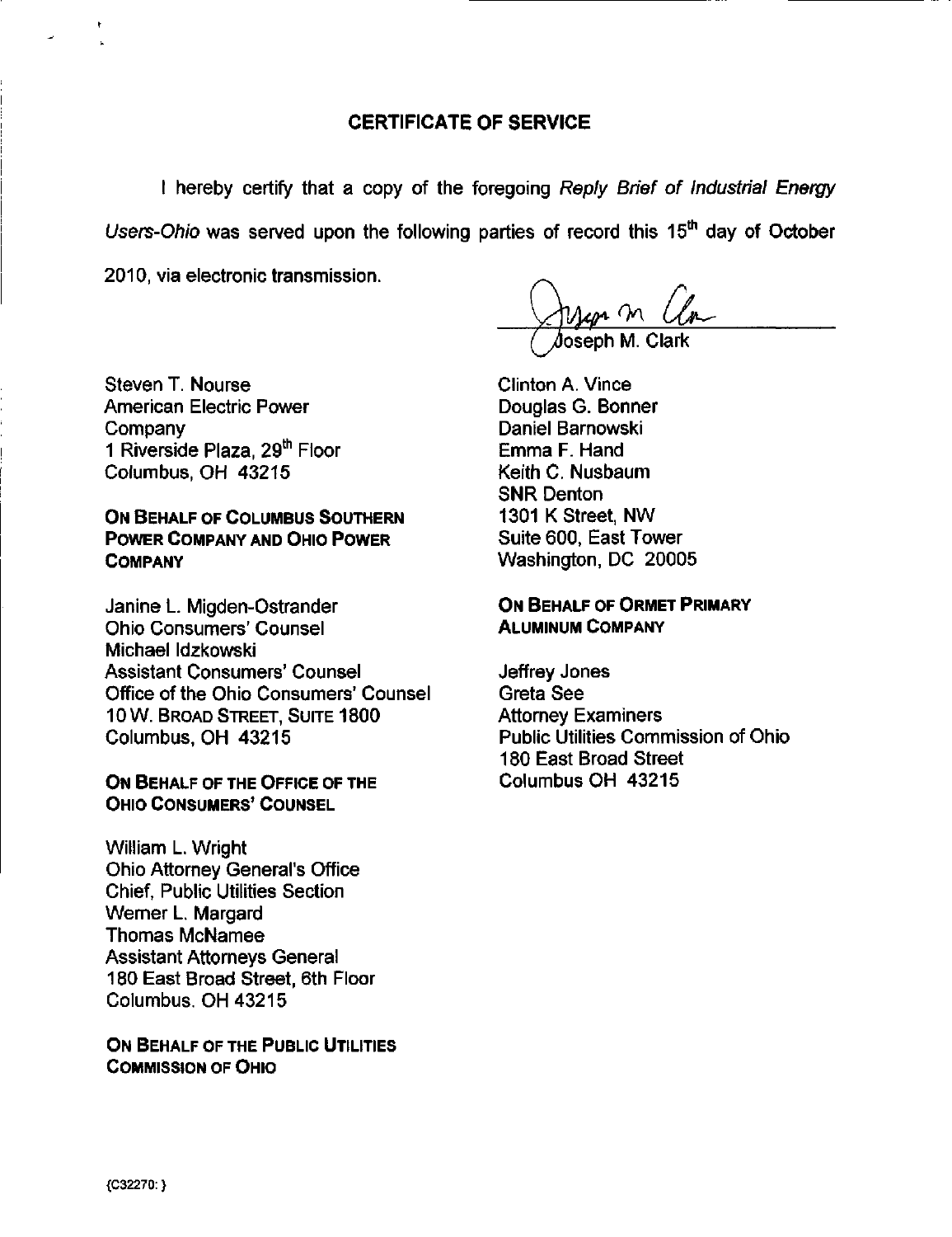## CERTIFICATE OF SERVICE

I hereby certify that a copy of the foregoing *Reply Brief of Industrial Energy Users-Ohio* was served upon the following parties of record this 15th day of October 2010, via electronic transmission.

Joseph M. Clark

Steven T. Nourse
American Electric Power Company
1 Riverside Plaza, 29th Floor
Columbus, OH 43215

**ON BEHALF OF COLUMBUS SOUTHERN POWER COMPANY AND OHIO POWER COMPANY**

Janine L. Migden-Ostrander
Ohio Consumers' Counsel
Michael Idzkowski
Assistant Consumers' Counsel
Office of the Ohio Consumers' Counsel
10 W. BROAD STREET, SUITE 1800
Columbus, OH 43215

**ON BEHALF OF THE OFFICE OF THE OHIO CONSUMERS' COUNSEL**

William L. Wright
Ohio Attorney General's Office
Chief, Public Utilities Section
Werner L. Margard
Thomas McNamee
Assistant Attorneys General
180 East Broad Street, 6th Floor
Columbus. OH 43215

**ON BEHALF OF THE PUBLIC UTILITIES COMMISSION OF OHIO**

Clinton A. Vince
Douglas G. Bonner
Daniel Barnowski
Emma F. Hand
Keith C. Nusbaum
SNR Denton
1301 K Street, NW
Suite 600, East Tower
Washington, DC 20005

**ON BEHALF OF ORMET PRIMARY ALUMINUM COMPANY**

Jeffrey Jones
Greta See
Attorney Examiners
Public Utilities Commission of Ohio
180 East Broad Street
Columbus OH 43215

{C32270: }